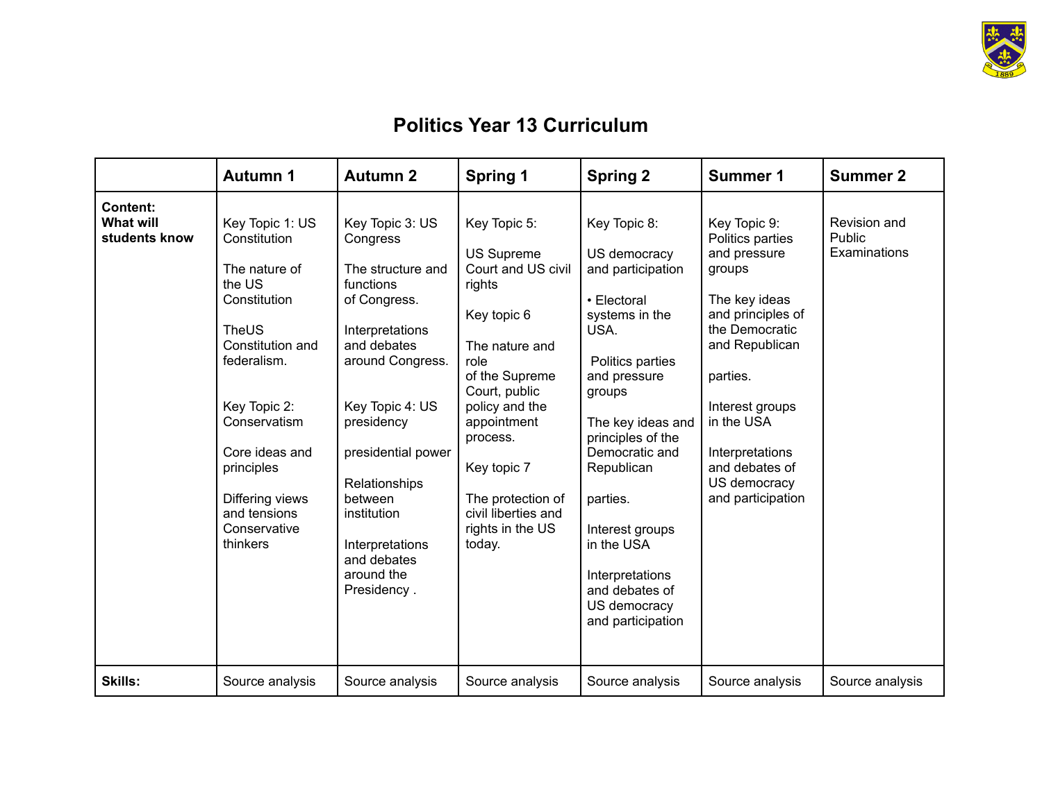# Politics Year 13 Curriculum

| | Autumn 1 | Autumn 2 | Spring 1 | Spring 2 | Summer 1 | Summer 2 |
|---|---|---|---|---|---|---|
| **Content: What will students know** | Key Topic 1: US Constitution<br><br>The nature of the US Constitution<br><br>TheUS Constitution and federalism.<br><br>Key Topic 2: Conservatism<br><br>Core ideas and principles<br><br>Differing views and tensions Conservative thinkers | Key Topic 3: US Congress<br><br>The structure and functions of Congress.<br><br>Interpretations and debates around Congress.<br><br>Key Topic 4: US presidency<br><br>presidential power<br><br>Relationships between institution<br><br>Interpretations and debates around the Presidency . | Key Topic 5:<br><br>US Supreme Court and US civil rights<br><br>Key topic 6<br><br>The nature and role of the Supreme Court, public policy and the appointment process.<br><br>Key topic 7<br><br>The protection of civil liberties and rights in the US today. | Key Topic 8:<br><br>US democracy and participation<br><br>• Electoral systems in the USA.<br><br>Politics parties and pressure groups<br><br>The key ideas and principles of the Democratic and Republican<br><br>parties.<br><br>Interest groups in the USA<br><br>Interpretations and debates of US democracy and participation | Key Topic 9: Politics parties and pressure groups<br><br>The key ideas and principles of the Democratic and Republican<br><br>parties.<br><br>Interest groups in the USA<br><br>Interpretations and debates of US democracy and participation | Revision and Public Examinations |
| **Skills:** | Source analysis | Source analysis | Source analysis | Source analysis | Source analysis | Source analysis |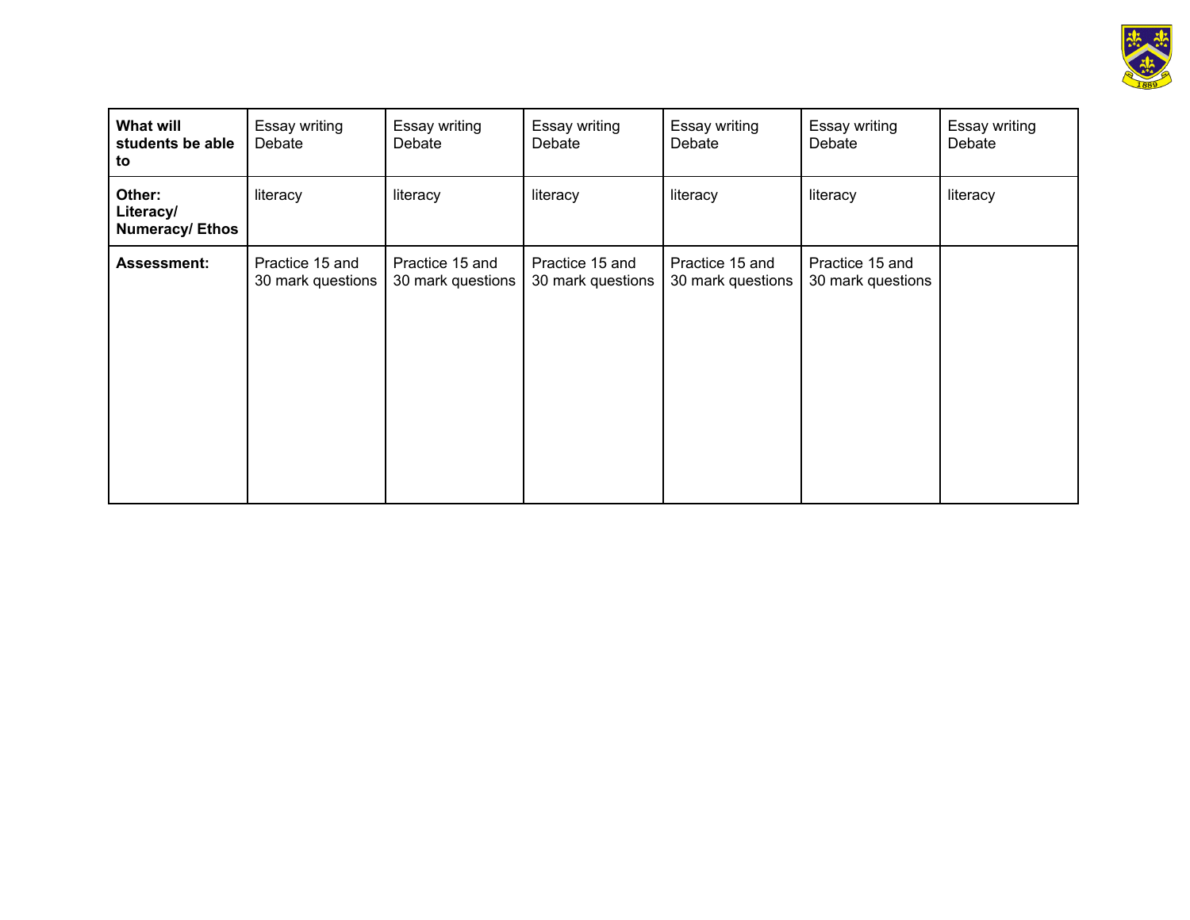| | | | | | | |
|---|---|---|---|---|---|---|
| **What will students be able to** | Essay writing<br>Debate | Essay writing<br>Debate | Essay writing<br>Debate | Essay writing<br>Debate | Essay writing<br>Debate | Essay writing<br>Debate |
| **Other: Literacy/ Numeracy/ Ethos** | literacy | literacy | literacy | literacy | literacy | literacy |
| **Assessment:** | Practice 15 and 30 mark questions | Practice 15 and 30 mark questions | Practice 15 and 30 mark questions | Practice 15 and 30 mark questions | Practice 15 and 30 mark questions | |